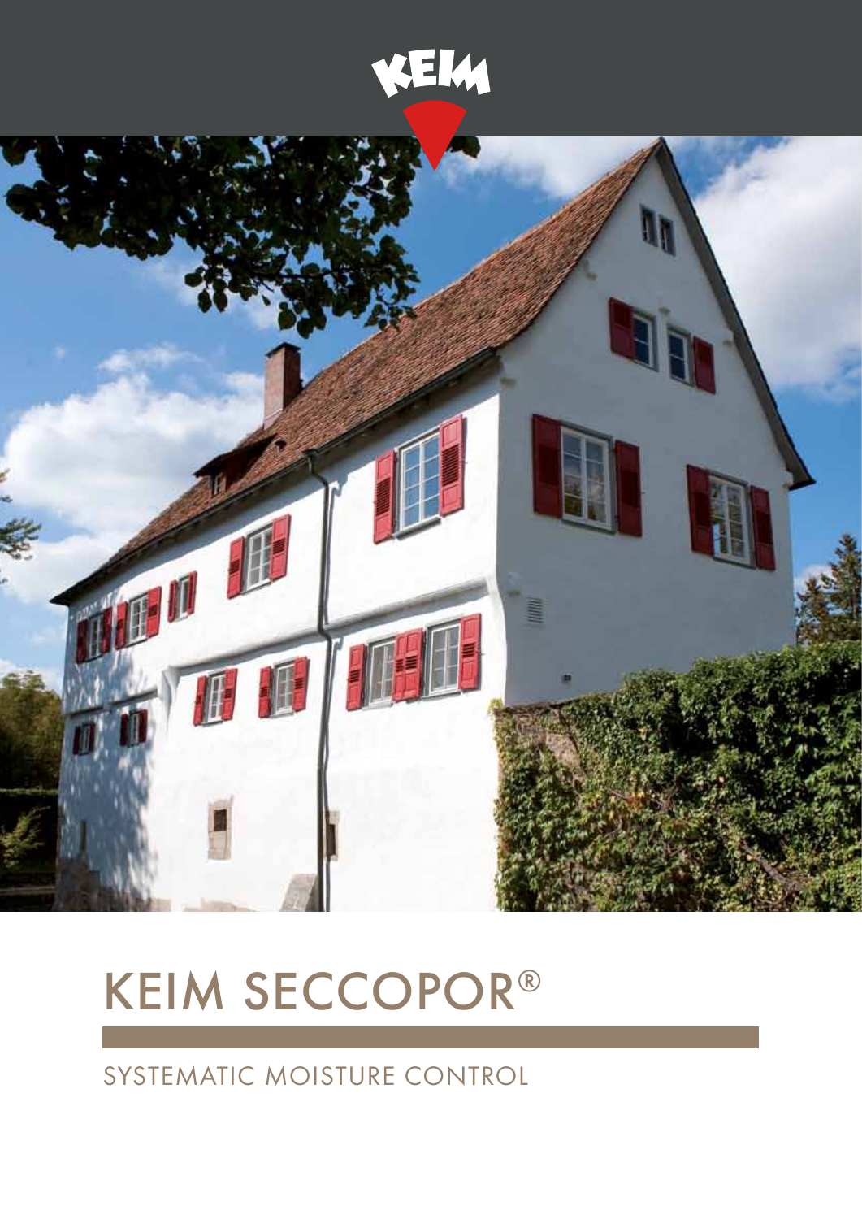# KEIM SECCOPOR®

SYSTEMATIC MOISTURE CONTROL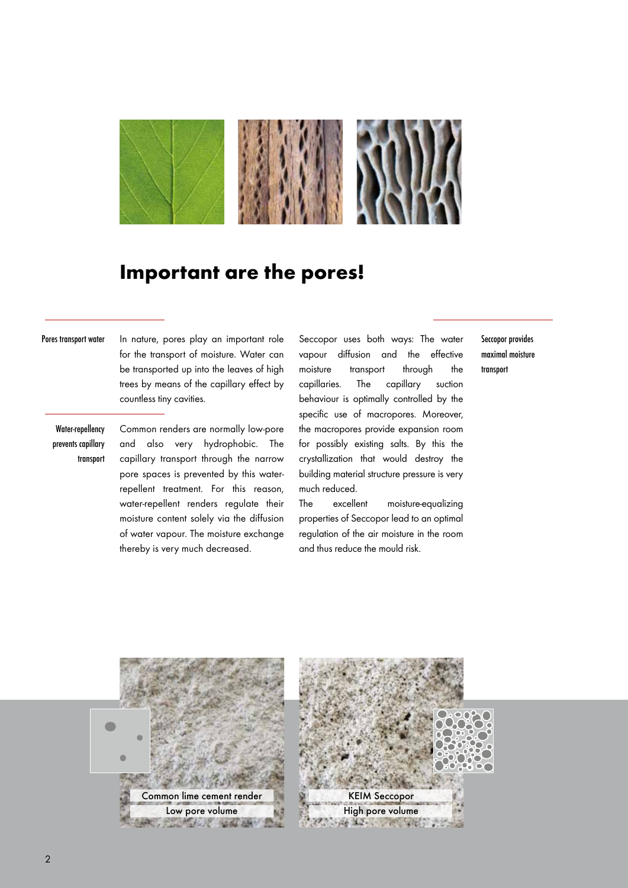# Important are the pores!

**Pores transport water**

In nature, pores play an important role for the transport of moisture. Water can be transported up into the leaves of high trees by means of the capillary effect by countless tiny cavities.

**Water-repellency prevents capillary transport**

Common renders are normally low-pore and also very hydrophobic. The capillary transport through the narrow pore spaces is prevented by this water-repellent treatment. For this reason, water-repellent renders regulate their moisture content solely via the diffusion of water vapour. The moisture exchange thereby is very much decreased.

**Seccopor provides maximal moisture transport**

Seccopor uses both ways: The water vapour diffusion and the effective moisture transport through the capillaries. The capillary suction behaviour is optimally controlled by the specific use of macropores. Moreover, the macropores provide expansion room for possibly existing salts. By this the crystallization that would destroy the building material structure pressure is very much reduced.

The excellent moisture-equalizing properties of Seccopor lead to an optimal regulation of the air moisture in the room and thus reduce the mould risk.

Common lime cement render
Low pore volume

KEIM Seccopor
High pore volume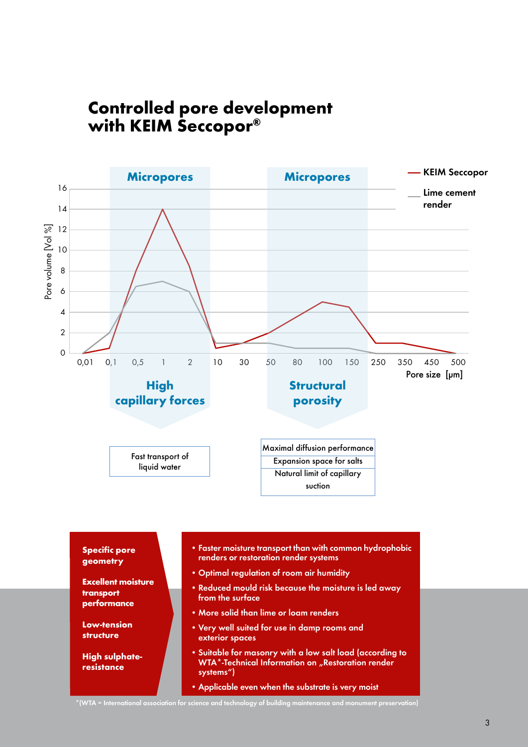# Controlled pore development with KEIM Seccopor®

Micropores | Micropores

— KEIM Seccopor
— Lime cement render

Pore volume [Vol %]: 0, 2, 4, 6, 8, 10, 12, 14, 16

Pore size [μm]: 0,01 | 0,1 | 0,5 | 1 | 2 | 10 | 30 | 50 | 80 | 100 | 150 | 250 | 350 | 450 | 500

**High capillary forces**

- Fast transport of liquid water

**Structural porosity**

- Maximal diffusion performance
- Expansion space for salts
- Natural limit of capillary suction

**Specific pore geometry**

**Excellent moisture transport performance**

**Low-tension structure**

**High sulphate-resistance**

- Faster moisture transport than with common hydrophobic renders or restoration render systems
- Optimal regulation of room air humidity
- Reduced mould risk because the moisture is led away from the surface
- More solid than lime or loam renders
- Very well suited for use in damp rooms and exterior spaces
- Suitable for masonry with a low salt load (according to WTA*-Technical Information on „Restoration render systems")
- Applicable even when the substrate is very moist

*(WTA = International association for science and technology of building maintenance and monument preservation)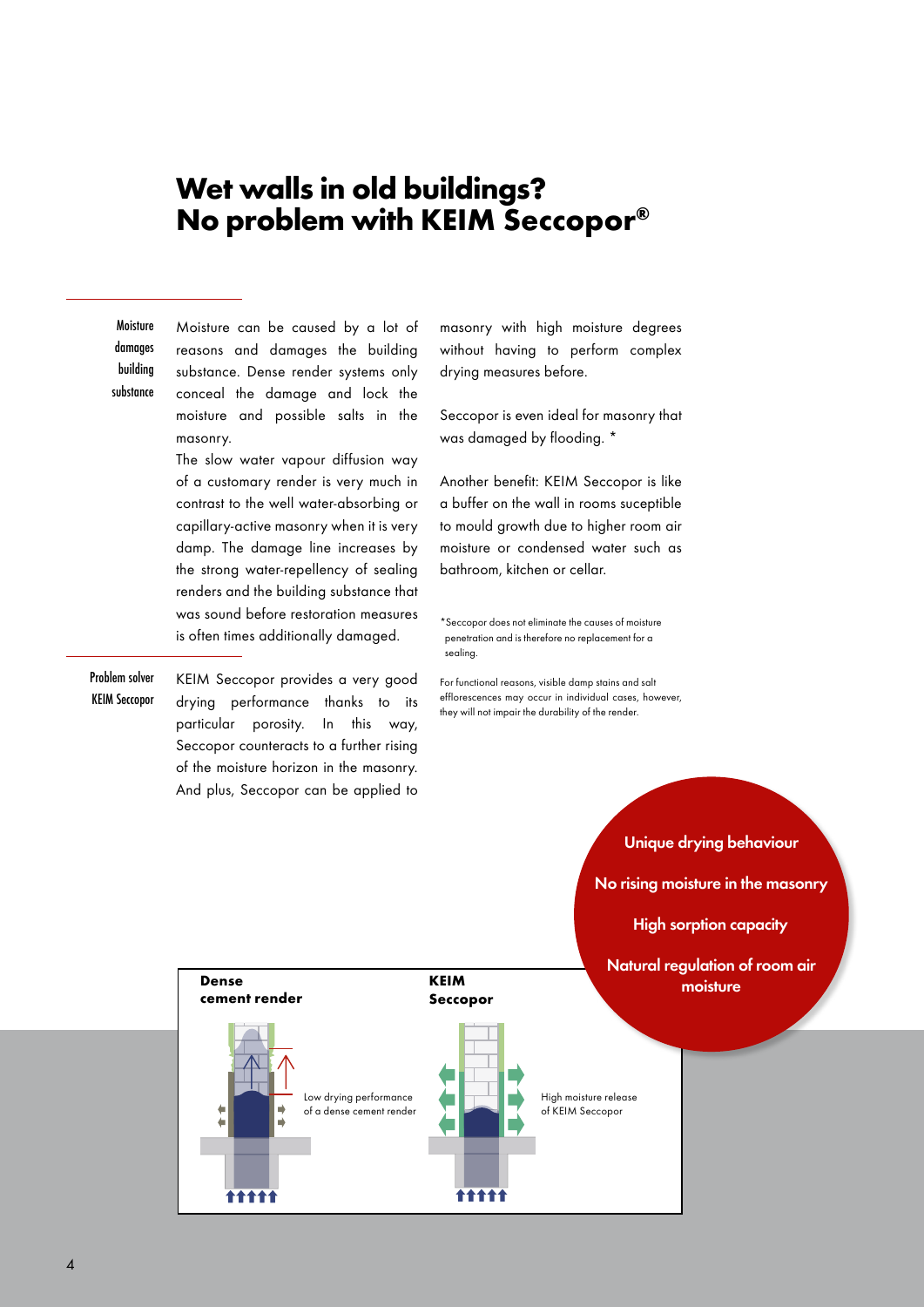# Wet walls in old buildings? No problem with KEIM Seccopor®

**Moisture damages building substance**

Moisture can be caused by a lot of reasons and damages the building substance. Dense render systems only conceal the damage and lock the moisture and possible salts in the masonry.

The slow water vapour diffusion way of a customary render is very much in contrast to the well water-absorbing or capillary-active masonry when it is very damp. The damage line increases by the strong water-repellency of sealing renders and the building substance that was sound before restoration measures is often times additionally damaged.

**Problem solver KEIM Seccopor**

KEIM Seccopor provides a very good drying performance thanks to its particular porosity. In this way, Seccopor counteracts to a further rising of the moisture horizon in the masonry. And plus, Seccopor can be applied to masonry with high moisture degrees without having to perform complex drying measures before.

Seccopor is even ideal for masonry that was damaged by flooding. *

Another benefit: KEIM Seccopor is like a buffer on the wall in rooms suceptible to mould growth due to higher room air moisture or condensed water such as bathroom, kitchen or cellar.

*Seccopor does not eliminate the causes of moisture penetration and is therefore no replacement for a sealing.

For functional reasons, visible damp stains and salt efflorescences may occur in individual cases, however, they will not impair the durability of the render.

**Unique drying behaviour**

**No rising moisture in the masonry**

**High sorption capacity**

**Natural regulation of room air moisture**

**Dense cement render**

Low drying performance of a dense cement render

**KEIM Seccopor**

High moisture release of KEIM Seccopor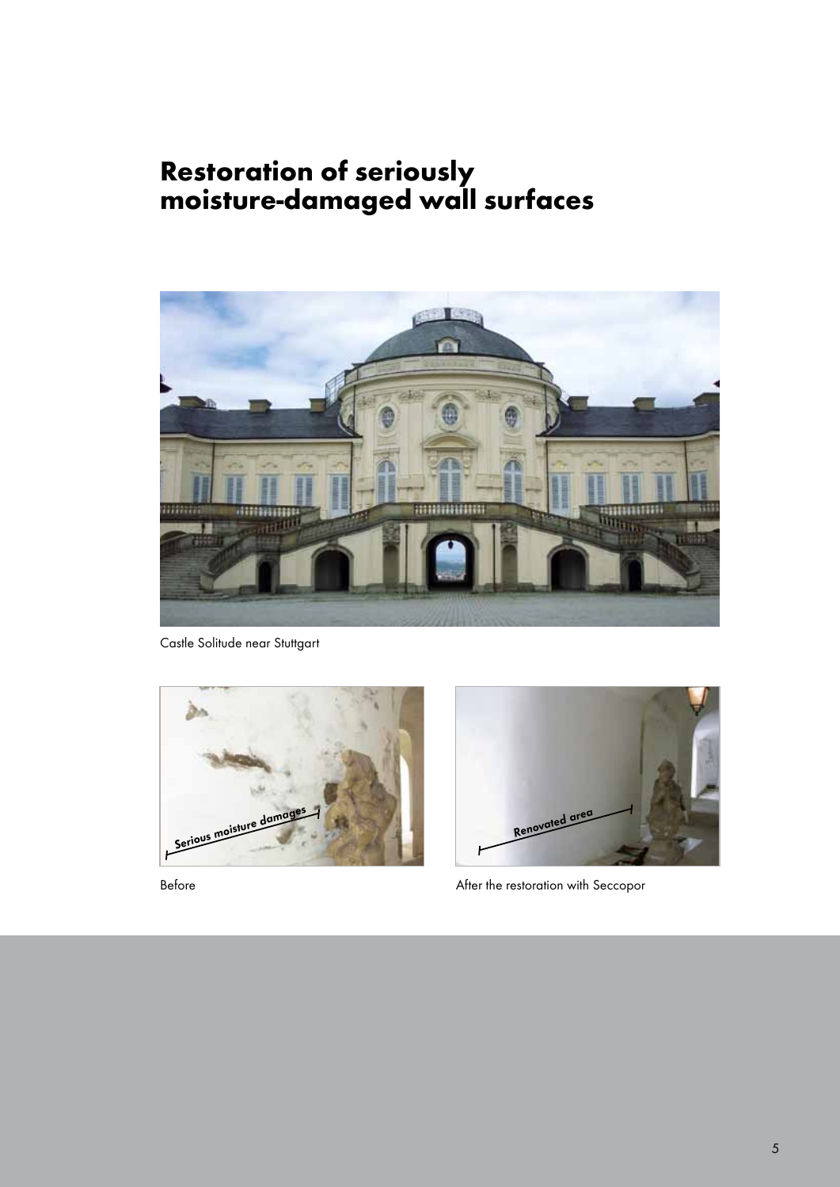# Restoration of seriously moisture-damaged wall surfaces

Castle Solitude near Stuttgart

Before

After the restoration with Seccopor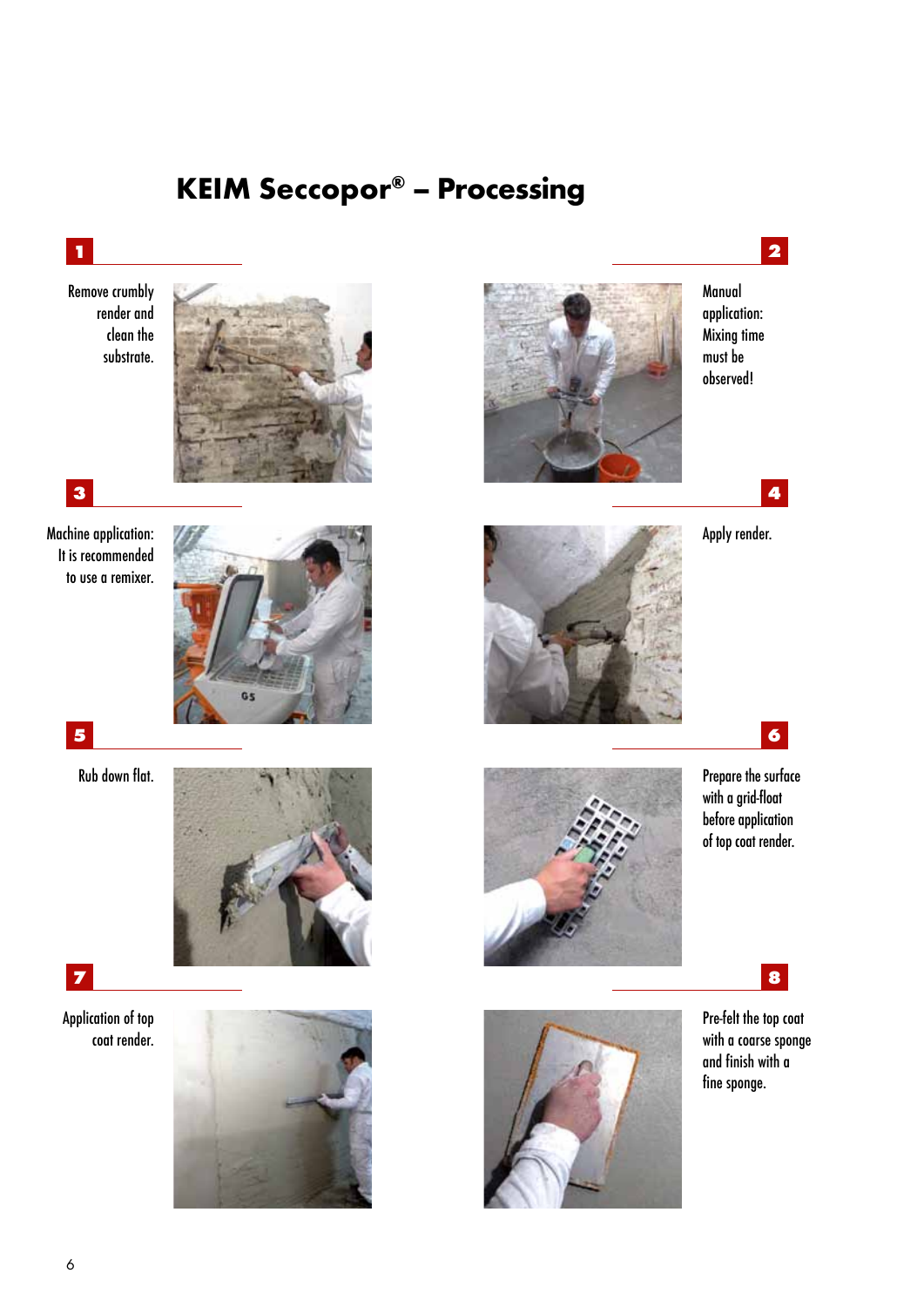# KEIM Seccopor® – Processing

**1**

Remove crumbly render and clean the substrate.

**2**

Manual application: Mixing time must be observed!

**3**

Machine application: It is recommended to use a remixer.

**4**

Apply render.

**5**

Rub down flat.

**6**

Prepare the surface with a grid-float before application of top coat render.

**7**

Application of top coat render.

**8**

Pre-felt the top coat with a coarse sponge and finish with a fine sponge.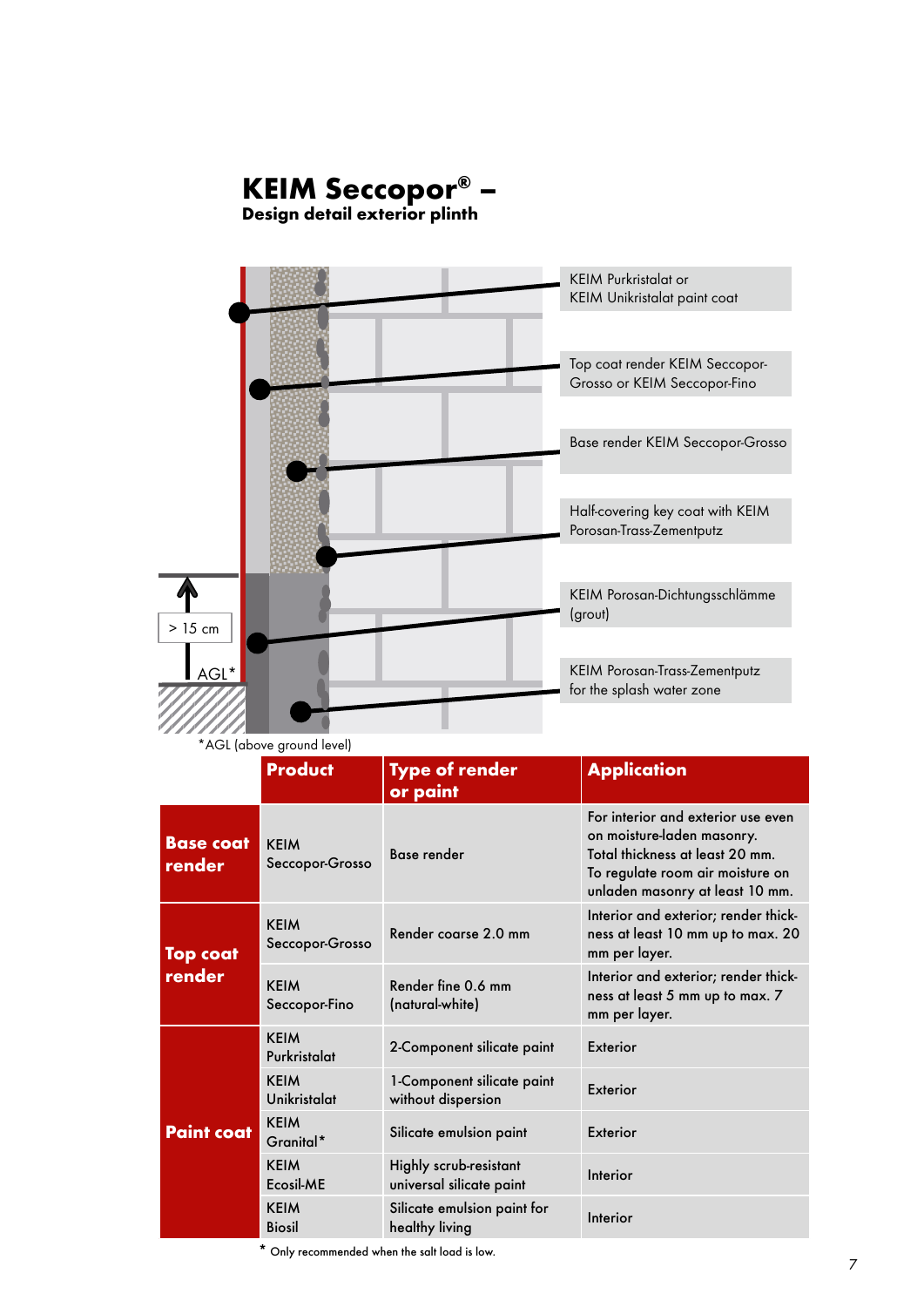# KEIM Seccopor® – 
**Design detail exterior plinth**

KEIM Purkristalat or KEIM Unikristalat paint coat

Top coat render KEIM Seccopor-Grosso or KEIM Seccopor-Fino

Base render KEIM Seccopor-Grosso

Half-covering key coat with KEIM Porosan-Trass-Zementputz

KEIM Porosan-Dichtungsschlämme (grout)

KEIM Porosan-Trass-Zementputz for the splash water zone

> 15 cm

AGL*

*AGL (above ground level)

| | Product | Type of render or paint | Application |
|---|---|---|---|
| **Base coat render** | KEIM Seccopor-Grosso | Base render | For interior and exterior use even on moisture-laden masonry. Total thickness at least 20 mm. To regulate room air moisture on unladen masonry at least 10 mm. |
| **Top coat render** | KEIM Seccopor-Grosso | Render coarse 2.0 mm | Interior and exterior; render thickness at least 10 mm up to max. 20 mm per layer. |
| | KEIM Seccopor-Fino | Render fine 0.6 mm (natural-white) | Interior and exterior; render thickness at least 5 mm up to max. 7 mm per layer. |
| **Paint coat** | KEIM Purkristalat | 2-Component silicate paint | Exterior |
| | KEIM Unikristalat | 1-Component silicate paint without dispersion | Exterior |
| | KEIM Granital* | Silicate emulsion paint | Exterior |
| | KEIM Ecosil-ME | Highly scrub-resistant universal silicate paint | Interior |
| | KEIM Biosil | Silicate emulsion paint for healthy living | Interior |

* Only recommended when the salt load is low.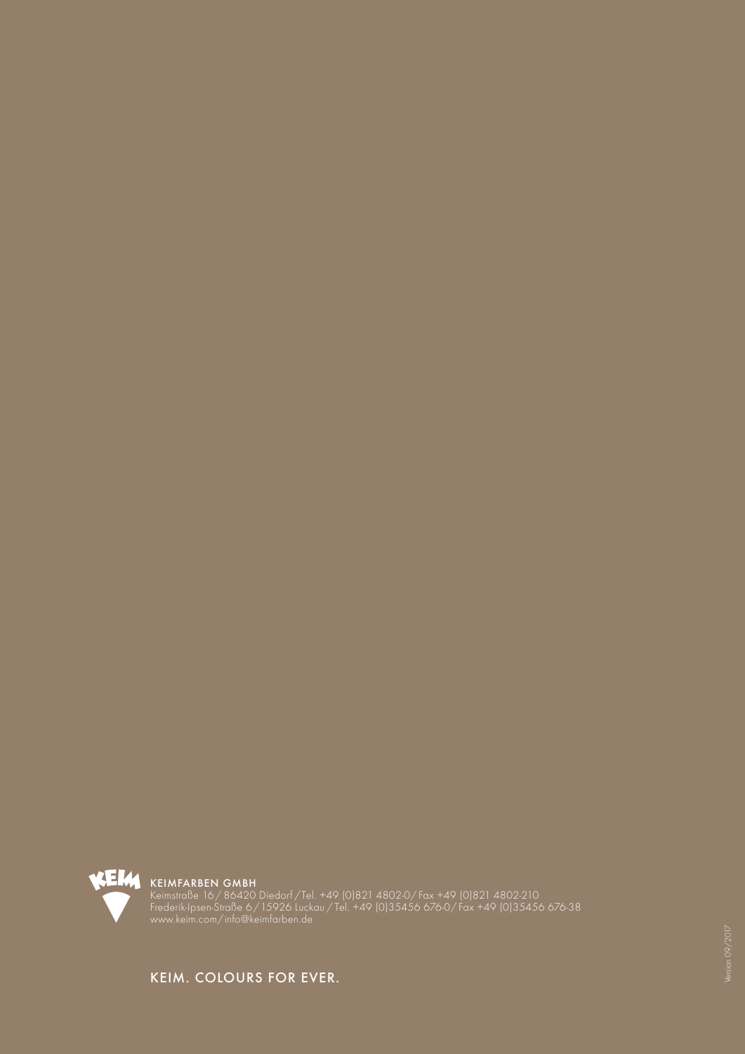**KEIMFARBEN GMBH**

Keimstraße 16 / 86420 Diedorf / Tel. +49 (0)821 4802-0 / Fax +49 (0)821 4802-210
Frederik-Ipsen-Straße 6 / 15926 Luckau / Tel. +49 (0)35456 676-0 / Fax +49 (0)35456 676-38
www.keim.com / info@keimfarben.de

KEIM. COLOURS FOR EVER.

Version 09/2017